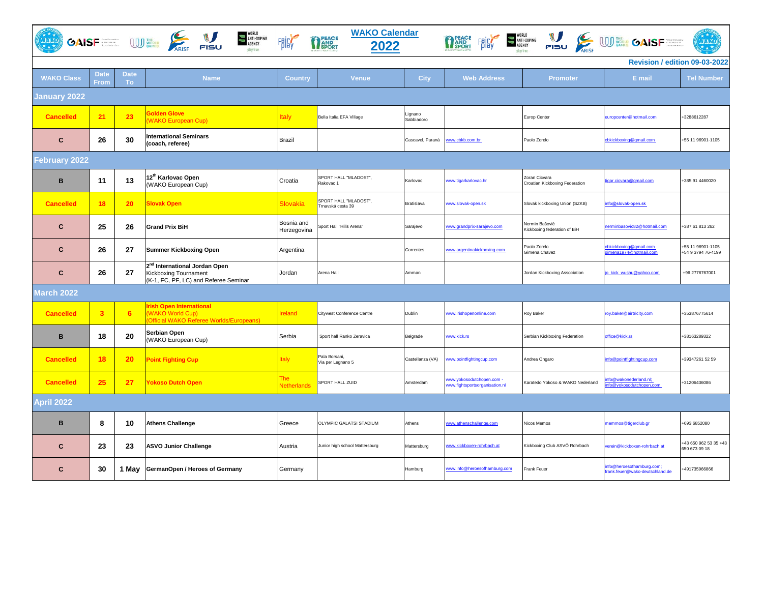# WAKO Calendar 2022

**Revision / edition 09-03-2022**

| WAKO Class | Date From | Date To | Name | Country | Venue | City | Web Address | Promoter | E mail | Tel Number |
|---|---|---|---|---|---|---|---|---|---|---|
| **January 2022** | | | | | | | | | | |
| Cancelled | 21 | 23 | **Golden Glove** (WAKO European Cup) | Italy | Bella Italia EFA Village | Lignano Sabbiadoro | | Europ Center | europcenter@hotmail.com | +3288612287 |
| C | 26 | 30 | **International Seminars (coach, referee)** | Brazil | | Cascavel, Paraná | www.cbkb.com.br | Paolo Zorelo | cbkickboxing@gmail.com | +55 11 96901-1105 |
| **February 2022** | | | | | | | | | | |
| B | 11 | 13 | **12th Karlovac Open** (WAKO European Cup) | Croatia | SPORT HALL "MLADOST", Rakovac 1 | Karlovac | www.tigarkarlovac.hr | Zoran Cicvara Croatian Kickboxing Federation | tigar.cicvara@gmail.com | +385 91 4460020 |
| Cancelled | 18 | 20 | **Slovak Open** | Slovakia | SPORT HALL "MLADOST", Trnavská cesta 39 | Bratislava | www.slovak-open.sk | Slovak kickboxing Union (SZKB) | info@slovak-open.sk | |
| C | 25 | 26 | **Grand Prix BiH** | Bosnia and Herzegovina | Sport Hall "Hills Arena" | Sarajevo | www.grandprix-sarajevo.com | Nermin Bašović Kickboxing federation of BiH | nerminbasovic82@hotmail.com | +387 61 813 262 |
| C | 26 | 27 | **Summer Kickboxing Open** | Argentina | | Correntes | www.argentinakickboxing.com | Paolo Zorelo Gimena Chavez | cbkickboxing@gmail.com gimena1974@hotmail.com | +55 11 96901-1105 +54 9 3794 76-4199 |
| C | 26 | 27 | **2nd International Jordan Open** Kickboxing Tournament (K-1, FC, PF, LC) and Referee Seminar | Jordan | Arena Hall | Amman | | Jordan Kickboxing Association | jo_kick_wushu@yahoo.com | +96 2776767001 |
| **March 2022** | | | | | | | | | | |
| Cancelled | 3 | 6 | **Irish Open International** (WAKO World Cup) (Official WAKO Referee Worlds/Europeans) | Ireland | Citywest Conference Centre | Dublin | www.irishopenonline.com | Roy Baker | roy.baker@airtricity.com | +353876775614 |
| B | 18 | 20 | **Serbian Open** (WAKO European Cup) | Serbia | Sport hall Ranko Zeravica | Belgrade | www.kick.rs | Serbian Kickboxing Federation | office@kick.rs | +38163289322 |
| Cancelled | 18 | 20 | **Point Fighting Cup** | Italy | Pala Borsani, Via per Legnano 5 | Castellanza (VA) | www.pointfightingcup.com | Andrea Ongaro | info@pointfightingcup.com | +39347261 52 59 |
| Cancelled | 25 | 27 | **Yokoso Dutch Open** | The Netherlands | SPORT HALL ZUID | Amsterdam | www.yokosodutchopen.com - www.fightsportsorganisation.nl | Karatedo Yokoso & WAKO Nederland | info@wakonederland.nl; info@yokosodutchopen.com | +31206436086 |
| **April 2022** | | | | | | | | | | |
| B | 8 | 10 | **Athens Challenge** | Greece | OLYMPIC GALATSI STADIUM | Athens | www.athenschallenge.com | Nicos Memos | memmos@tigerclub.gr | +693 6852080 |
| C | 23 | 23 | **ASVO Junior Challenge** | Austria | Junior high school Mattersburg | Mattersburg | www.kickboxen-rohrbach.at | Kickboxing Club ASVÖ Rohrbach | verein@kickboxen-rohrbach.at | +43 650 962 53 35 +43 650 673 09 18 |
| C | 30 | 1 May | **GermanOpen / Heroes of Germany** | Germany | | Hamburg | www.info@heroesofhamburg.com | Frank Feuer | info@heroesofhamburg.com; frank.feuer@wako-deutschland.de | +491735966866 |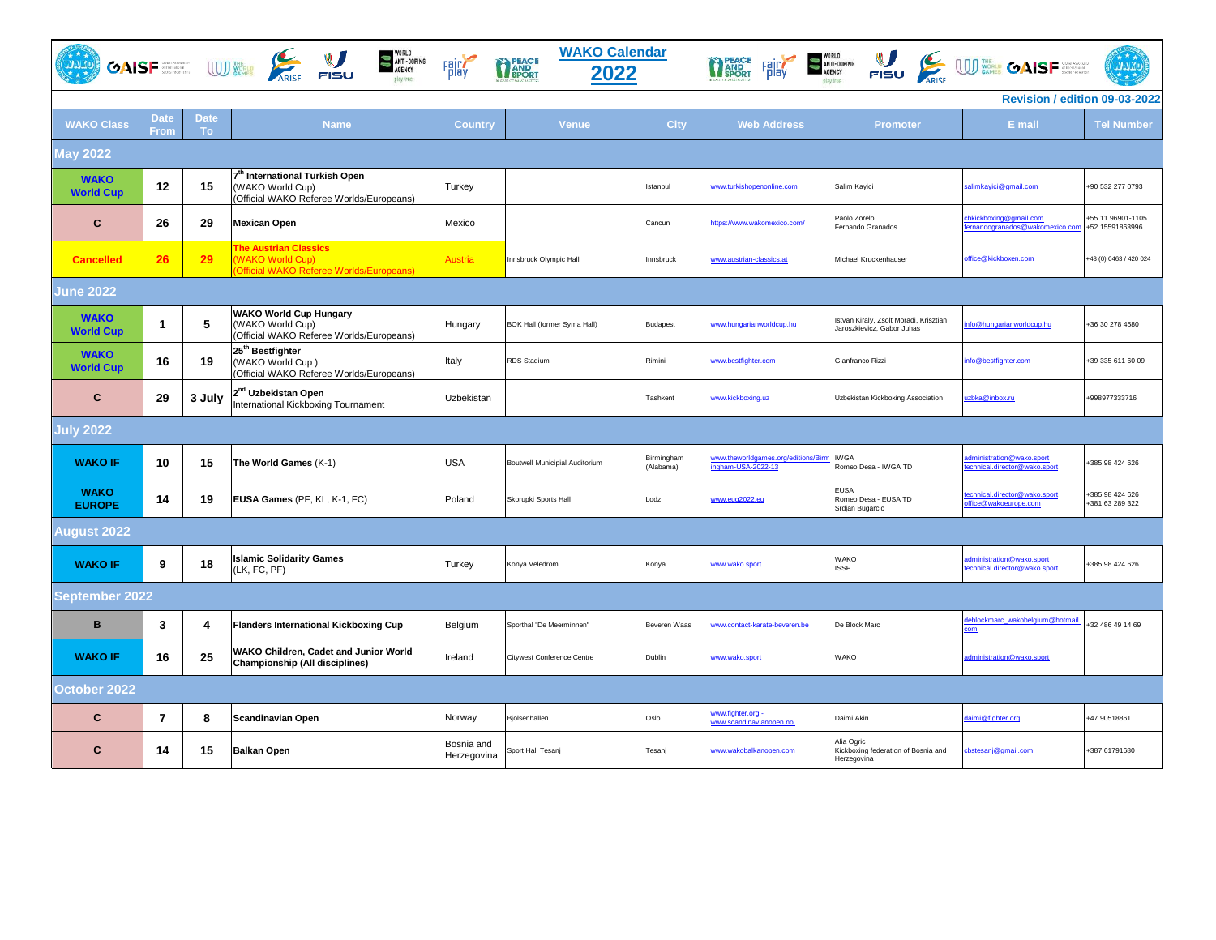# WAKO Calendar 2022

**Revision / edition 09-03-2022**

| WAKO Class | Date From | Date To | Name | Country | Venue | City | Web Address | Promoter | E mail | Tel Number |
|---|---|---|---|---|---|---|---|---|---|---|
| **May 2022** | | | | | | | | | | |
| **WAKO World Cup** | **12** | **15** | **7th International Turkish Open** (WAKO World Cup) (Official WAKO Referee Worlds/Europeans) | Turkey | | Istanbul | www.turkishopenonline.com | Salim Kayici | salimkayici@gmail.com | +90 532 277 0793 |
| **C** | **26** | **29** | **Mexican Open** | Mexico | | Cancun | https://www.wakomexico.com/ | Paolo Zorelo Fernando Granados | cbkickboxing@gmail.com fernandogranados@wakomexico.com | +55 11 96901-1105 +52 15591863996 |
| **Cancelled** | **26** | **29** | **The Austrian Classics** (WAKO World Cup) (Official WAKO Referee Worlds/Europeans) | Austria | Innsbruck Olympic Hall | Innsbruck | www.austrian-classics.at | Michael Kruckenhauser | office@kickboxen.com | +43 (0) 0463 / 420 024 |
| **June 2022** | | | | | | | | | | |
| **WAKO World Cup** | **1** | **5** | **WAKO World Cup Hungary** (WAKO World Cup) (Official WAKO Referee Worlds/Europeans) | Hungary | BOK Hall (former Syma Hall) | Budapest | www.hungarianworldcup.hu | Istvan Kiraly, Zsolt Moradi, Krisztian Jaroszkievicz, Gabor Juhas | info@hungarianworldcup.hu | +36 30 278 4580 |
| **WAKO World Cup** | **16** | **19** | **25th Bestfighter** (WAKO World Cup ) (Official WAKO Referee Worlds/Europeans) | Italy | RDS Stadium | Rimini | www.bestfighter.com | Gianfranco Rizzi | info@bestfighter.com | +39 335 611 60 09 |
| **C** | **29** | **3 July** | **2nd Uzbekistan Open** International Kickboxing Tournament | Uzbekistan | | Tashkent | www.kickboxing.uz | Uzbekistan Kickboxing Association | uzbka@inbox.ru | +998977333716 |
| **July 2022** | | | | | | | | | | |
| **WAKO IF** | **10** | **15** | **The World Games** (K-1) | USA | Boutwell Municipial Auditorium | Birmingham (Alabama) | www.theworldgames.org/editions/Birmingham-USA-2022-13 | IWGA Romeo Desa - IWGA TD | administration@wako.sport technical.director@wako.sport | +385 98 424 626 |
| **WAKO EUROPE** | **14** | **19** | **EUSA Games** (PF, KL, K-1, FC) | Poland | Skorupki Sports Hall | Lodz | www.eug2022.eu | EUSA Romeo Desa - EUSA TD Srdjan Bugarcic | technical.director@wako.sport office@wakoeurope.com | +385 98 424 626 +381 63 289 322 |
| **August 2022** | | | | | | | | | | |
| **WAKO IF** | **9** | **18** | **Islamic Solidarity Games** (LK, FC, PF) | Turkey | Konya Veledrom | Konya | www.wako.sport | WAKO ISSF | administration@wako.sport technical.director@wako.sport | +385 98 424 626 |
| **September 2022** | | | | | | | | | | |
| **B** | **3** | **4** | **Flanders International Kickboxing Cup** | Belgium | Sporthal "De Meerminnen" | Beveren Waas | www.contact-karate-beveren.be | De Block Marc | deblockmarc_wakobelgium@hotmail.com | +32 486 49 14 69 |
| **WAKO IF** | **16** | **25** | **WAKO Children, Cadet and Junior World Championship (All disciplines)** | Ireland | Citywest Conference Centre | Dublin | www.wako.sport | WAKO | administration@wako.sport | |
| **October 2022** | | | | | | | | | | |
| **C** | **7** | **8** | **Scandinavian Open** | Norway | Bjolsenhallen | Oslo | www.fighter.org - www.scandinavianopen.no | Daimi Akin | daimi@fighter.org | +47 90518861 |
| **C** | **14** | **15** | **Balkan Open** | Bosnia and Herzegovina | Sport Hall Tesanj | Tesanj | www.wakobalkanopen.com | Alia Ogric Kickboxing federation of Bosnia and Herzegovina | cbstesanj@gmail.com | +387 61791680 |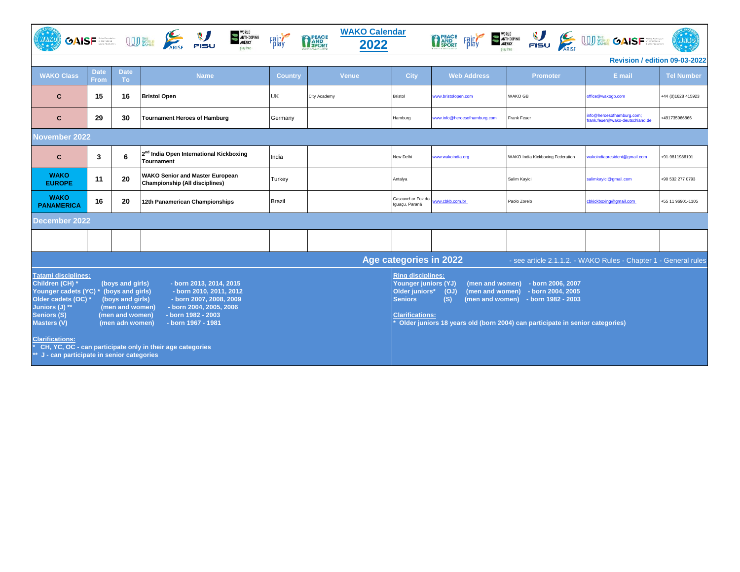# WAKO Calendar 2022

**Revision / edition 09-03-2022**

| WAKO Class | Date From | Date To | Name | Country | Venue | City | Web Address | Promoter | E mail | Tel Number |
|---|---|---|---|---|---|---|---|---|---|---|
| C | 15 | 16 | Bristol Open | UK | City Academy | Bristol | www.bristolopen.com | WAKO GB | office@wakogb.com | +44 (0)1628 415923 |
| C | 29 | 30 | Tournament Heroes of Hamburg | Germany | | Hamburg | www.info@heroesofhamburg.com | Frank Feuer | info@heroesofhamburg.com; frank.feuer@wako-deutschland.de | +491735966866 |
| **November 2022** | | | | | | | | | | |
| C | 3 | 6 | 2nd India Open International Kickboxing Tournament | India | | New Delhi | www.wakoindia.org | WAKO India Kickboxing Federation | wakoindiapresident@gmail.com | +91-9811986191 |
| WAKO EUROPE | 11 | 20 | WAKO Senior and Master European Championship (All disciplines) | Turkey | | Antalya | | Salim Kayici | salimkayici@gmail.com | +90 532 277 0793 |
| WAKO PANAMERICA | 16 | 20 | 12th Panamerican Championships | Brazil | | Cascavel or Foz do Iguaçu, Paraná | www.cbkb.com.br | Paolo Zorelo | cbkickboxing@gmail.com | +55 11 96901-1105 |
| **December 2022** | | | | | | | | | | |
| | | | | | | | | | | |

## Age categories in 2022

- see article 2.1.1.2. - WAKO Rules - Chapter 1 - General rules

**Tatami disciplines:**

- Children (CH) * (boys and girls) - born 2013, 2014, 2015
- Younger cadets (YC) * (boys and girls) - born 2010, 2011, 2012
- Older cadets (OC) * (boys and girls) - born 2007, 2008, 2009
- Juniors (J) ** (men and women) - born 2004, 2005, 2006
- Seniors (S) (men and women) - born 1982 - 2003
- Masters (V) (men adn women) - born 1967 - 1981

**Clarifications:**

\* CH, YC, OC - can participate only in their age categories
** J - can participate in senior categories

**Ring disciplines:**

- Younger juniors (YJ) (men and women) - born 2006, 2007
- Older juniors* (OJ) (men and women) - born 2004, 2005
- Seniors (S) (men and women) - born 1982 - 2003

**Clarifications:**

\* Older juniors 18 years old (born 2004) can participate in senior categories)